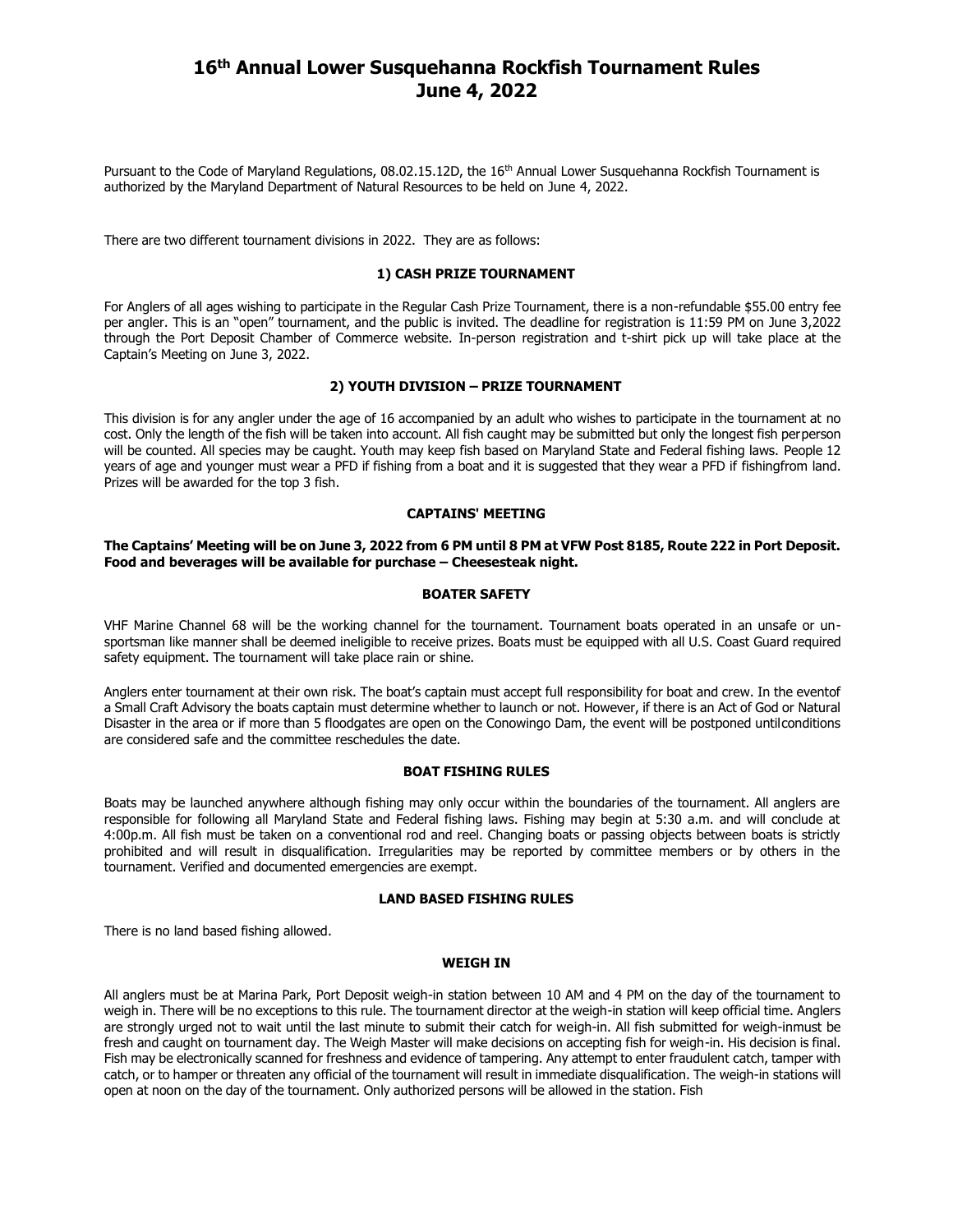# 16th Annual Lower Susquehanna Rockfish Tournament Rules
# June 4, 2022

Pursuant to the Code of Maryland Regulations, 08.02.15.12D, the 16th Annual Lower Susquehanna Rockfish Tournament is authorized by the Maryland Department of Natural Resources to be held on June 4, 2022.

There are two different tournament divisions in 2022. They are as follows:

### 1) CASH PRIZE TOURNAMENT

For Anglers of all ages wishing to participate in the Regular Cash Prize Tournament, there is a non-refundable $55.00 entry fee per angler. This is an "open" tournament, and the public is invited. The deadline for registration is 11:59 PM on June 3,2022 through the Port Deposit Chamber of Commerce website. In-person registration and t-shirt pick up will take place at the Captain's Meeting on June 3, 2022.

### 2) YOUTH DIVISION – PRIZE TOURNAMENT

This division is for any angler under the age of 16 accompanied by an adult who wishes to participate in the tournament at no cost. Only the length of the fish will be taken into account. All fish caught may be submitted but only the longest fish perperson will be counted. All species may be caught. Youth may keep fish based on Maryland State and Federal fishing laws. People 12 years of age and younger must wear a PFD if fishing from a boat and it is suggested that they wear a PFD if fishingfrom land. Prizes will be awarded for the top 3 fish.

### CAPTAINS' MEETING

**The Captains' Meeting will be on June 3, 2022 from 6 PM until 8 PM at VFW Post 8185, Route 222 in Port Deposit. Food and beverages will be available for purchase – Cheesesteak night.**

### BOATER SAFETY

VHF Marine Channel 68 will be the working channel for the tournament. Tournament boats operated in an unsafe or un-sportsman like manner shall be deemed ineligible to receive prizes. Boats must be equipped with all U.S. Coast Guard required safety equipment. The tournament will take place rain or shine.

Anglers enter tournament at their own risk. The boat's captain must accept full responsibility for boat and crew. In the eventof a Small Craft Advisory the boats captain must determine whether to launch or not. However, if there is an Act of God or Natural Disaster in the area or if more than 5 floodgates are open on the Conowingo Dam, the event will be postponed untilconditions are considered safe and the committee reschedules the date.

### BOAT FISHING RULES

Boats may be launched anywhere although fishing may only occur within the boundaries of the tournament. All anglers are responsible for following all Maryland State and Federal fishing laws. Fishing may begin at 5:30 a.m. and will conclude at 4:00p.m. All fish must be taken on a conventional rod and reel. Changing boats or passing objects between boats is strictly prohibited and will result in disqualification. Irregularities may be reported by committee members or by others in the tournament. Verified and documented emergencies are exempt.

### LAND BASED FISHING RULES

There is no land based fishing allowed.

### WEIGH IN

All anglers must be at Marina Park, Port Deposit weigh-in station between 10 AM and 4 PM on the day of the tournament to weigh in. There will be no exceptions to this rule. The tournament director at the weigh-in station will keep official time. Anglers are strongly urged not to wait until the last minute to submit their catch for weigh-in. All fish submitted for weigh-inmust be fresh and caught on tournament day. The Weigh Master will make decisions on accepting fish for weigh-in. His decision is final. Fish may be electronically scanned for freshness and evidence of tampering. Any attempt to enter fraudulent catch, tamper with catch, or to hamper or threaten any official of the tournament will result in immediate disqualification. The weigh-in stations will open at noon on the day of the tournament. Only authorized persons will be allowed in the station. Fish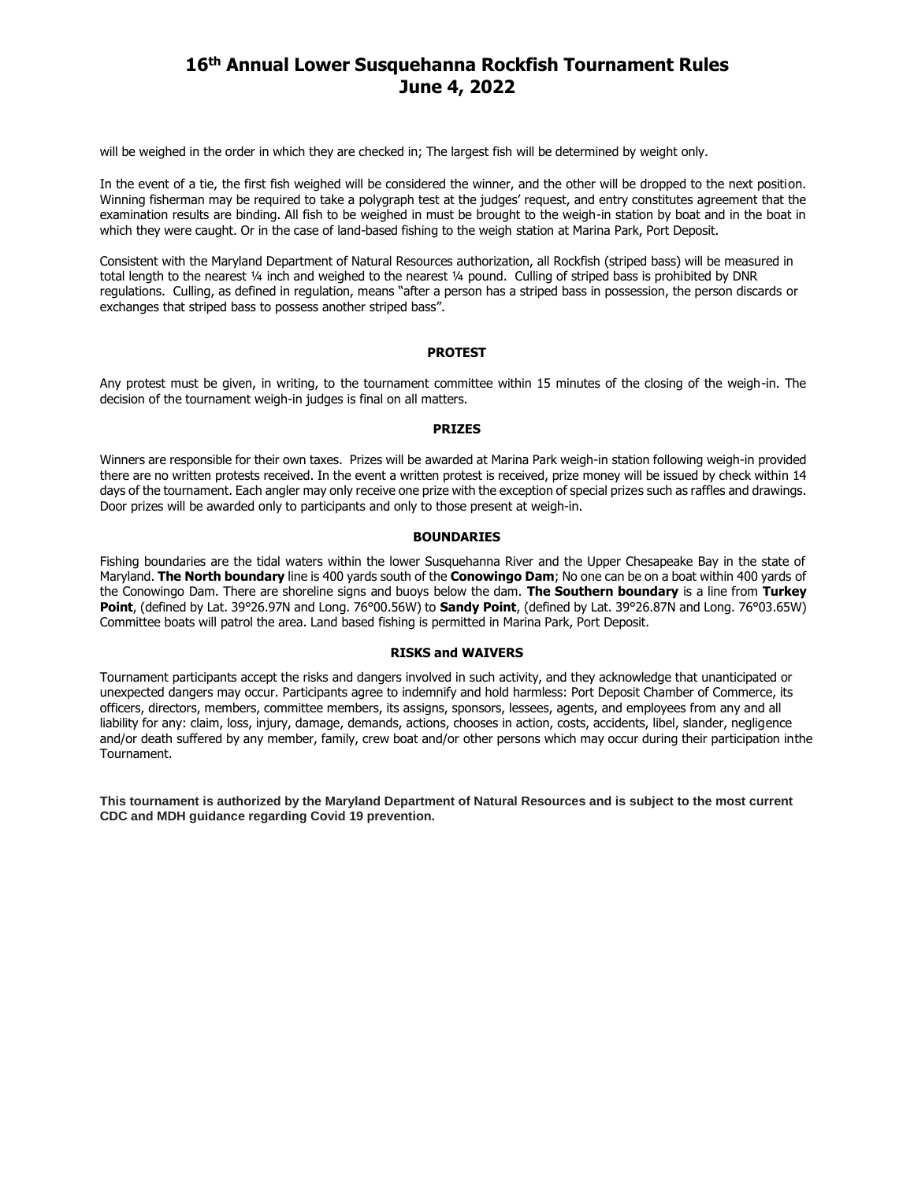will be weighed in the order in which they are checked in; The largest fish will be determined by weight only.

In the event of a tie, the first fish weighed will be considered the winner, and the other will be dropped to the next position. Winning fisherman may be required to take a polygraph test at the judges' request, and entry constitutes agreement that the examination results are binding. All fish to be weighed in must be brought to the weigh-in station by boat and in the boat in which they were caught. Or in the case of land-based fishing to the weigh station at Marina Park, Port Deposit.

Consistent with the Maryland Department of Natural Resources authorization, all Rockfish (striped bass) will be measured in total length to the nearest ¼ inch and weighed to the nearest ¼ pound. Culling of striped bass is prohibited by DNR regulations. Culling, as defined in regulation, means "after a person has a striped bass in possession, the person discards or exchanges that striped bass to possess another striped bass".

## PROTEST

Any protest must be given, in writing, to the tournament committee within 15 minutes of the closing of the weigh-in. The decision of the tournament weigh-in judges is final on all matters.

## PRIZES

Winners are responsible for their own taxes. Prizes will be awarded at Marina Park weigh-in station following weigh-in provided there are no written protests received. In the event a written protest is received, prize money will be issued by check within 14 days of the tournament. Each angler may only receive one prize with the exception of special prizes such as raffles and drawings. Door prizes will be awarded only to participants and only to those present at weigh-in.

## BOUNDARIES

Fishing boundaries are the tidal waters within the lower Susquehanna River and the Upper Chesapeake Bay in the state of Maryland. **The North boundary** line is 400 yards south of the **Conowingo Dam**; No one can be on a boat within 400 yards of the Conowingo Dam. There are shoreline signs and buoys below the dam. **The Southern boundary** is a line from **Turkey Point**, (defined by Lat. 39°26.97N and Long. 76°00.56W) to **Sandy Point**, (defined by Lat. 39°26.87N and Long. 76°03.65W) Committee boats will patrol the area. Land based fishing is permitted in Marina Park, Port Deposit.

## RISKS and WAIVERS

Tournament participants accept the risks and dangers involved in such activity, and they acknowledge that unanticipated or unexpected dangers may occur. Participants agree to indemnify and hold harmless: Port Deposit Chamber of Commerce, its officers, directors, members, committee members, its assigns, sponsors, lessees, agents, and employees from any and all liability for any: claim, loss, injury, damage, demands, actions, chooses in action, costs, accidents, libel, slander, negligence and/or death suffered by any member, family, crew boat and/or other persons which may occur during their participation inthe Tournament.

**This tournament is authorized by the Maryland Department of Natural Resources and is subject to the most current CDC and MDH guidance regarding Covid 19 prevention.**